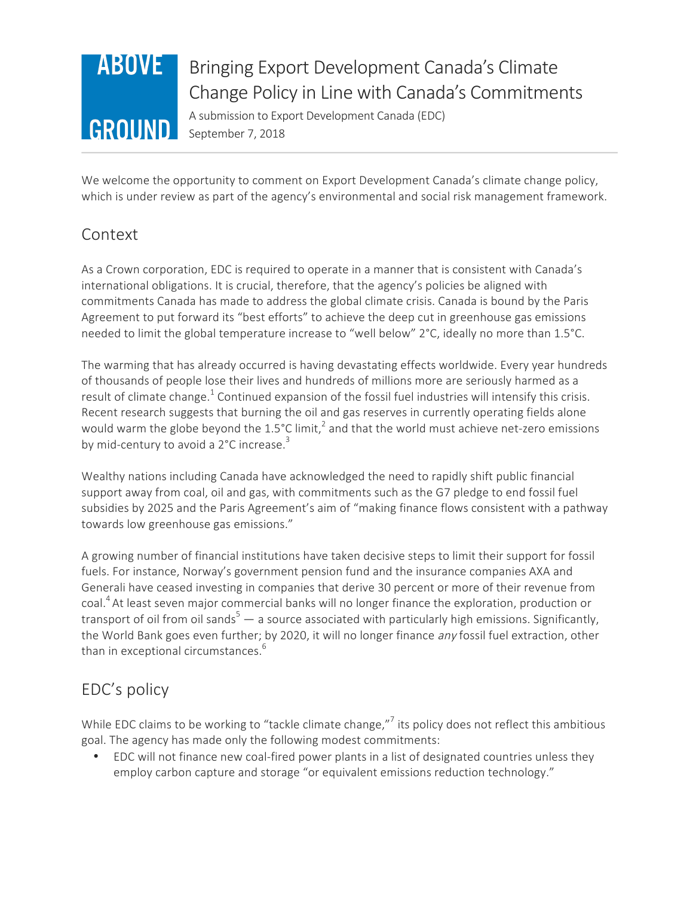ABOVE GROUND

# Bringing Export Development Canada's Climate Change Policy in Line with Canada's Commitments

A submission to Export Development Canada (EDC)
September 7, 2018

We welcome the opportunity to comment on Export Development Canada's climate change policy, which is under review as part of the agency's environmental and social risk management framework.

## Context

As a Crown corporation, EDC is required to operate in a manner that is consistent with Canada's international obligations. It is crucial, therefore, that the agency's policies be aligned with commitments Canada has made to address the global climate crisis. Canada is bound by the Paris Agreement to put forward its "best efforts" to achieve the deep cut in greenhouse gas emissions needed to limit the global temperature increase to "well below" 2°C, ideally no more than 1.5°C.

The warming that has already occurred is having devastating effects worldwide. Every year hundreds of thousands of people lose their lives and hundreds of millions more are seriously harmed as a result of climate change.[1] Continued expansion of the fossil fuel industries will intensify this crisis. Recent research suggests that burning the oil and gas reserves in currently operating fields alone would warm the globe beyond the 1.5°C limit,[2] and that the world must achieve net-zero emissions by mid-century to avoid a 2°C increase.[3]

Wealthy nations including Canada have acknowledged the need to rapidly shift public financial support away from coal, oil and gas, with commitments such as the G7 pledge to end fossil fuel subsidies by 2025 and the Paris Agreement's aim of "making finance flows consistent with a pathway towards low greenhouse gas emissions."

A growing number of financial institutions have taken decisive steps to limit their support for fossil fuels. For instance, Norway's government pension fund and the insurance companies AXA and Generali have ceased investing in companies that derive 30 percent or more of their revenue from coal.[4] At least seven major commercial banks will no longer finance the exploration, production or transport of oil from oil sands[5] — a source associated with particularly high emissions. Significantly, the World Bank goes even further; by 2020, it will no longer finance *any* fossil fuel extraction, other than in exceptional circumstances.[6]

## EDC's policy

While EDC claims to be working to "tackle climate change,"[7] its policy does not reflect this ambitious goal. The agency has made only the following modest commitments:

- EDC will not finance new coal-fired power plants in a list of designated countries unless they employ carbon capture and storage "or equivalent emissions reduction technology."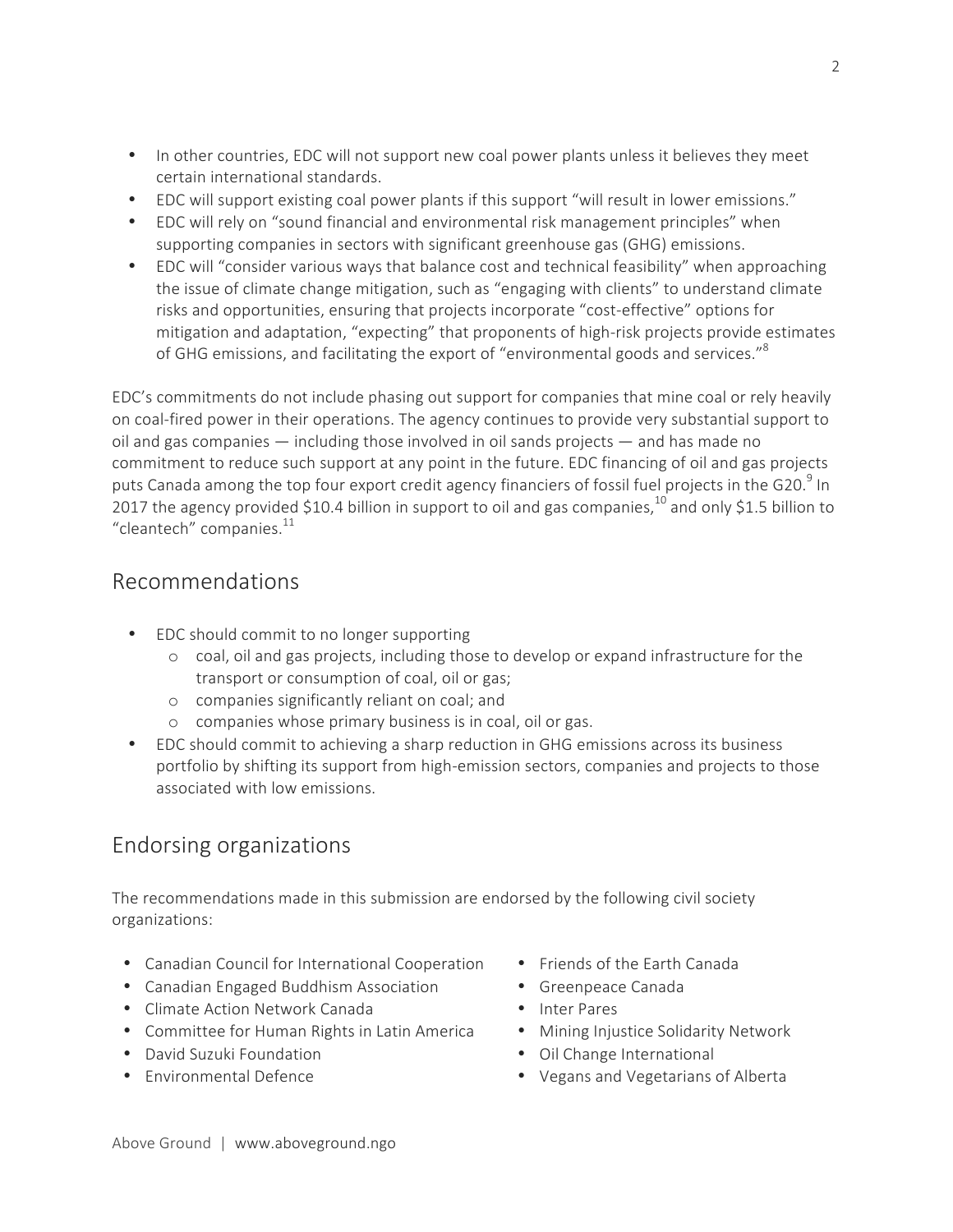- In other countries, EDC will not support new coal power plants unless it believes they meet certain international standards.
- EDC will support existing coal power plants if this support "will result in lower emissions."
- EDC will rely on "sound financial and environmental risk management principles" when supporting companies in sectors with significant greenhouse gas (GHG) emissions.
- EDC will "consider various ways that balance cost and technical feasibility" when approaching the issue of climate change mitigation, such as "engaging with clients" to understand climate risks and opportunities, ensuring that projects incorporate "cost-effective" options for mitigation and adaptation, "expecting" that proponents of high-risk projects provide estimates of GHG emissions, and facilitating the export of "environmental goods and services."[8]

EDC's commitments do not include phasing out support for companies that mine coal or rely heavily on coal-fired power in their operations. The agency continues to provide very substantial support to oil and gas companies — including those involved in oil sands projects — and has made no commitment to reduce such support at any point in the future. EDC financing of oil and gas projects puts Canada among the top four export credit agency financiers of fossil fuel projects in the G20.[9] In 2017 the agency provided $10.4 billion in support to oil and gas companies,[10] and only $1.5 billion to "cleantech" companies.[11]

## Recommendations

- EDC should commit to no longer supporting
  - coal, oil and gas projects, including those to develop or expand infrastructure for the transport or consumption of coal, oil or gas;
  - companies significantly reliant on coal; and
  - companies whose primary business is in coal, oil or gas.
- EDC should commit to achieving a sharp reduction in GHG emissions across its business portfolio by shifting its support from high-emission sectors, companies and projects to those associated with low emissions.

## Endorsing organizations

The recommendations made in this submission are endorsed by the following civil society organizations:

- Canadian Council for International Cooperation
- Canadian Engaged Buddhism Association
- Climate Action Network Canada
- Committee for Human Rights in Latin America
- David Suzuki Foundation
- Environmental Defence
- Friends of the Earth Canada
- Greenpeace Canada
- Inter Pares
- Mining Injustice Solidarity Network
- Oil Change International
- Vegans and Vegetarians of Alberta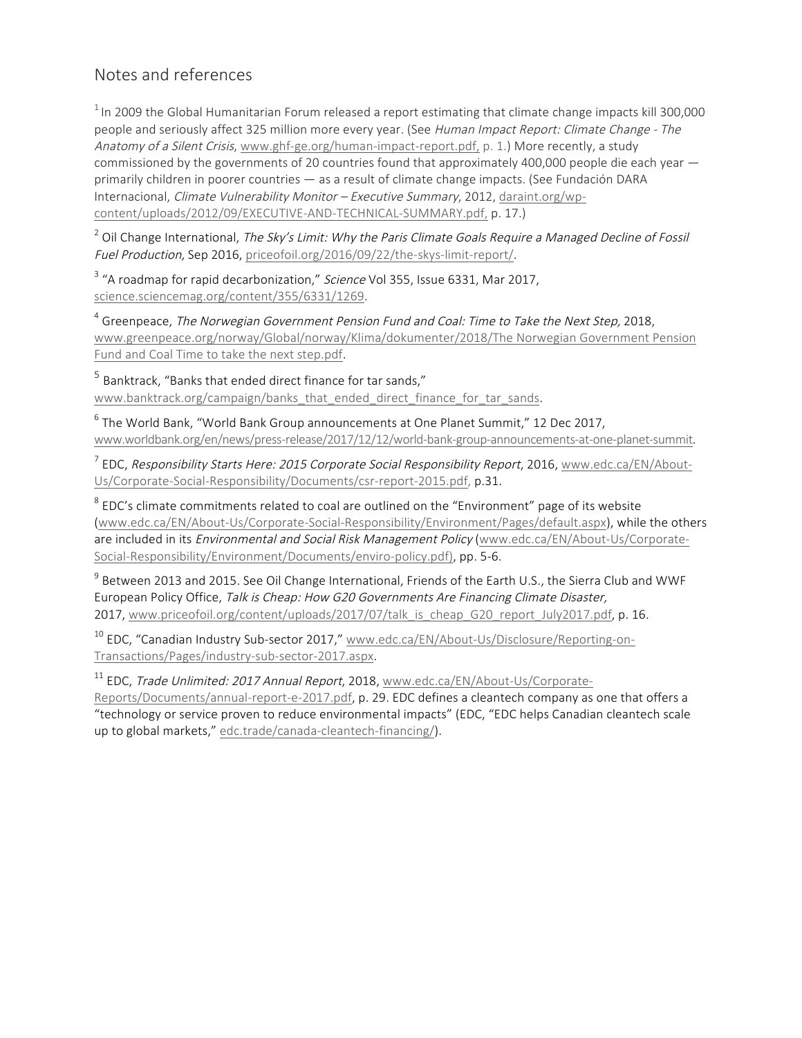## Notes and references

[1] In 2009 the Global Humanitarian Forum released a report estimating that climate change impacts kill 300,000 people and seriously affect 325 million more every year. (See *Human Impact Report: Climate Change - The Anatomy of a Silent Crisis*, www.ghf-ge.org/human-impact-report.pdf, p. 1.) More recently, a study commissioned by the governments of 20 countries found that approximately 400,000 people die each year — primarily children in poorer countries — as a result of climate change impacts. (See Fundación DARA Internacional, *Climate Vulnerability Monitor – Executive Summary*, 2012, daraint.org/wp-content/uploads/2012/09/EXECUTIVE-AND-TECHNICAL-SUMMARY.pdf, p. 17.)

[2] Oil Change International, *The Sky's Limit: Why the Paris Climate Goals Require a Managed Decline of Fossil Fuel Production,* Sep 2016, priceofoil.org/2016/09/22/the-skys-limit-report/.

[3] "A roadmap for rapid decarbonization," *Science* Vol 355, Issue 6331, Mar 2017, science.sciencemag.org/content/355/6331/1269.

[4] Greenpeace, *The Norwegian Government Pension Fund and Coal: Time to Take the Next Step,* 2018, www.greenpeace.org/norway/Global/norway/Klima/dokumenter/2018/The Norwegian Government Pension Fund and Coal Time to take the next step.pdf.

[5] Banktrack, "Banks that ended direct finance for tar sands," www.banktrack.org/campaign/banks_that_ended_direct_finance_for_tar_sands.

[6] The World Bank, "World Bank Group announcements at One Planet Summit," 12 Dec 2017, www.worldbank.org/en/news/press-release/2017/12/12/world-bank-group-announcements-at-one-planet-summit.

[7] EDC, *Responsibility Starts Here: 2015 Corporate Social Responsibility Report*, 2016, www.edc.ca/EN/About-Us/Corporate-Social-Responsibility/Documents/csr-report-2015.pdf, p.31.

[8] EDC's climate commitments related to coal are outlined on the "Environment" page of its website (www.edc.ca/EN/About-Us/Corporate-Social-Responsibility/Environment/Pages/default.aspx), while the others are included in its *Environmental and Social Risk Management Policy* (www.edc.ca/EN/About-Us/Corporate-Social-Responsibility/Environment/Documents/enviro-policy.pdf), pp. 5-6.

[9] Between 2013 and 2015. See Oil Change International, Friends of the Earth U.S., the Sierra Club and WWF European Policy Office, *Talk is Cheap: How G20 Governments Are Financing Climate Disaster,* 2017, www.priceofoil.org/content/uploads/2017/07/talk_is_cheap_G20_report_July2017.pdf, p. 16.

[10] EDC, "Canadian Industry Sub-sector 2017," www.edc.ca/EN/About-Us/Disclosure/Reporting-on-Transactions/Pages/industry-sub-sector-2017.aspx.

[11] EDC, *Trade Unlimited: 2017 Annual Report*, 2018, www.edc.ca/EN/About-Us/Corporate-Reports/Documents/annual-report-e-2017.pdf, p. 29. EDC defines a cleantech company as one that offers a "technology or service proven to reduce environmental impacts" (EDC, "EDC helps Canadian cleantech scale up to global markets," edc.trade/canada-cleantech-financing/).